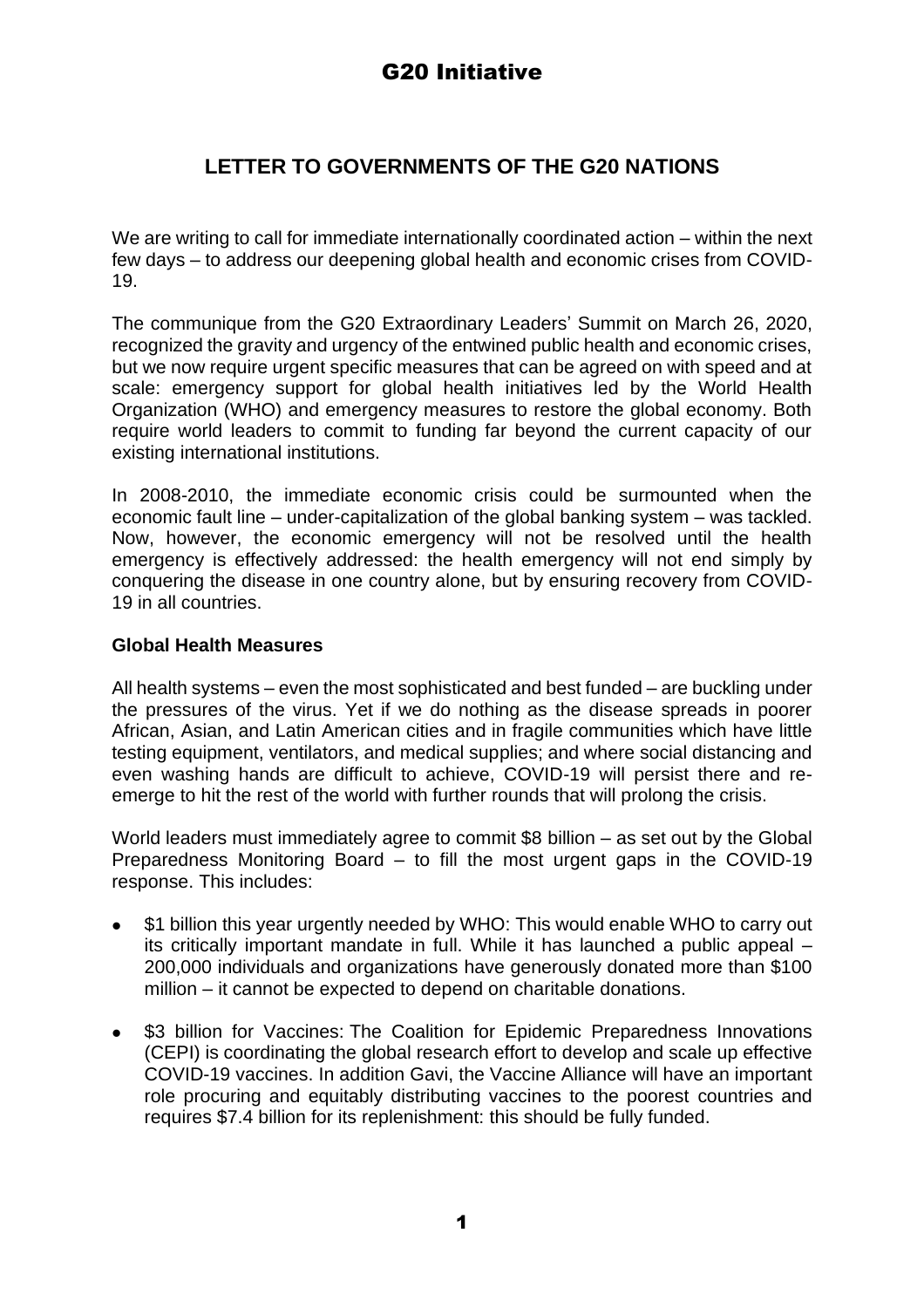# G20 Initiative

## LETTER TO GOVERNMENTS OF THE G20 NATIONS

We are writing to call for immediate internationally coordinated action – within the next few days – to address our deepening global health and economic crises from COVID-19.

The communique from the G20 Extraordinary Leaders' Summit on March 26, 2020, recognized the gravity and urgency of the entwined public health and economic crises, but we now require urgent specific measures that can be agreed on with speed and at scale: emergency support for global health initiatives led by the World Health Organization (WHO) and emergency measures to restore the global economy. Both require world leaders to commit to funding far beyond the current capacity of our existing international institutions.

In 2008-2010, the immediate economic crisis could be surmounted when the economic fault line – under-capitalization of the global banking system – was tackled. Now, however, the economic emergency will not be resolved until the health emergency is effectively addressed: the health emergency will not end simply by conquering the disease in one country alone, but by ensuring recovery from COVID-19 in all countries.

### Global Health Measures

All health systems – even the most sophisticated and best funded – are buckling under the pressures of the virus. Yet if we do nothing as the disease spreads in poorer African, Asian, and Latin American cities and in fragile communities which have little testing equipment, ventilators, and medical supplies; and where social distancing and even washing hands are difficult to achieve, COVID-19 will persist there and re-emerge to hit the rest of the world with further rounds that will prolong the crisis.

World leaders must immediately agree to commit $8 billion – as set out by the Global Preparedness Monitoring Board – to fill the most urgent gaps in the COVID-19 response. This includes:

- $1 billion this year urgently needed by WHO: This would enable WHO to carry out its critically important mandate in full. While it has launched a public appeal – 200,000 individuals and organizations have generously donated more than $100 million – it cannot be expected to depend on charitable donations.
- $3 billion for Vaccines: The Coalition for Epidemic Preparedness Innovations (CEPI) is coordinating the global research effort to develop and scale up effective COVID-19 vaccines. In addition Gavi, the Vaccine Alliance will have an important role procuring and equitably distributing vaccines to the poorest countries and requires $7.4 billion for its replenishment: this should be fully funded.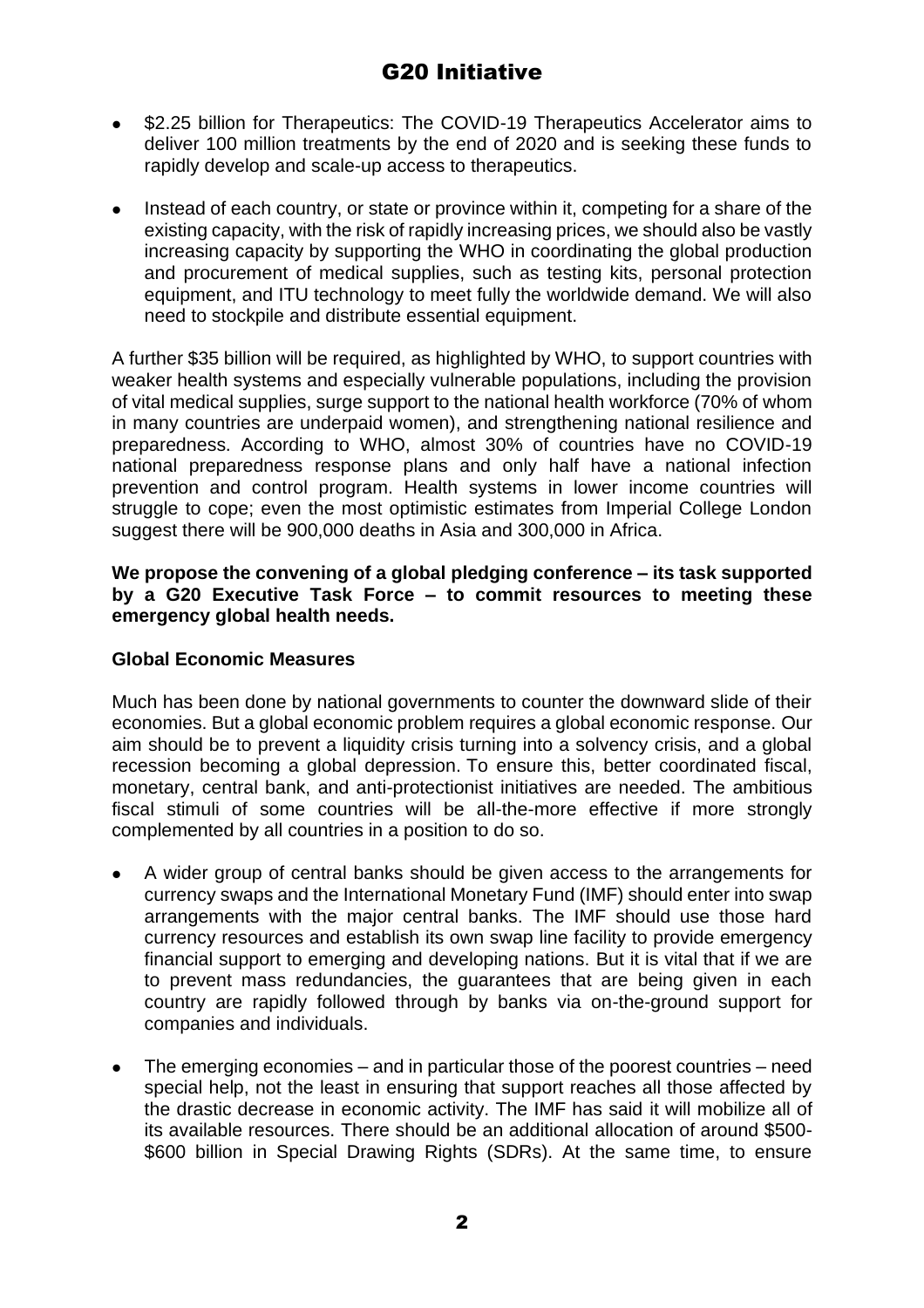- $2.25 billion for Therapeutics: The COVID-19 Therapeutics Accelerator aims to deliver 100 million treatments by the end of 2020 and is seeking these funds to rapidly develop and scale-up access to therapeutics.

- Instead of each country, or state or province within it, competing for a share of the existing capacity, with the risk of rapidly increasing prices, we should also be vastly increasing capacity by supporting the WHO in coordinating the global production and procurement of medical supplies, such as testing kits, personal protection equipment, and ITU technology to meet fully the worldwide demand. We will also need to stockpile and distribute essential equipment.

A further $35 billion will be required, as highlighted by WHO, to support countries with weaker health systems and especially vulnerable populations, including the provision of vital medical supplies, surge support to the national health workforce (70% of whom in many countries are underpaid women), and strengthening national resilience and preparedness. According to WHO, almost 30% of countries have no COVID-19 national preparedness response plans and only half have a national infection prevention and control program. Health systems in lower income countries will struggle to cope; even the most optimistic estimates from Imperial College London suggest there will be 900,000 deaths in Asia and 300,000 in Africa.

**We propose the convening of a global pledging conference – its task supported by a G20 Executive Task Force – to commit resources to meeting these emergency global health needs.**

**Global Economic Measures**

Much has been done by national governments to counter the downward slide of their economies. But a global economic problem requires a global economic response. Our aim should be to prevent a liquidity crisis turning into a solvency crisis, and a global recession becoming a global depression. To ensure this, better coordinated fiscal, monetary, central bank, and anti-protectionist initiatives are needed. The ambitious fiscal stimuli of some countries will be all-the-more effective if more strongly complemented by all countries in a position to do so.

- A wider group of central banks should be given access to the arrangements for currency swaps and the International Monetary Fund (IMF) should enter into swap arrangements with the major central banks. The IMF should use those hard currency resources and establish its own swap line facility to provide emergency financial support to emerging and developing nations. But it is vital that if we are to prevent mass redundancies, the guarantees that are being given in each country are rapidly followed through by banks via on-the-ground support for companies and individuals.

- The emerging economies – and in particular those of the poorest countries – need special help, not the least in ensuring that support reaches all those affected by the drastic decrease in economic activity. The IMF has said it will mobilize all of its available resources. There should be an additional allocation of around $500-$600 billion in Special Drawing Rights (SDRs). At the same time, to ensure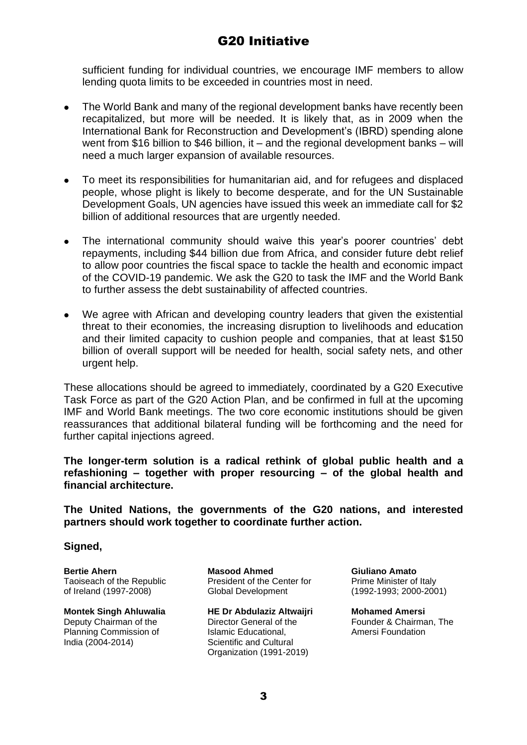sufficient funding for individual countries, we encourage IMF members to allow lending quota limits to be exceeded in countries most in need.

- The World Bank and many of the regional development banks have recently been recapitalized, but more will be needed. It is likely that, as in 2009 when the International Bank for Reconstruction and Development's (IBRD) spending alone went from \$16 billion to \$46 billion, it – and the regional development banks – will need a much larger expansion of available resources.

- To meet its responsibilities for humanitarian aid, and for refugees and displaced people, whose plight is likely to become desperate, and for the UN Sustainable Development Goals, UN agencies have issued this week an immediate call for \$2 billion of additional resources that are urgently needed.

- The international community should waive this year's poorer countries' debt repayments, including \$44 billion due from Africa, and consider future debt relief to allow poor countries the fiscal space to tackle the health and economic impact of the COVID-19 pandemic. We ask the G20 to task the IMF and the World Bank to further assess the debt sustainability of affected countries.

- We agree with African and developing country leaders that given the existential threat to their economies, the increasing disruption to livelihoods and education and their limited capacity to cushion people and companies, that at least \$150 billion of overall support will be needed for health, social safety nets, and other urgent help.

These allocations should be agreed to immediately, coordinated by a G20 Executive Task Force as part of the G20 Action Plan, and be confirmed in full at the upcoming IMF and World Bank meetings. The two core economic institutions should be given reassurances that additional bilateral funding will be forthcoming and the need for further capital injections agreed.

**The longer-term solution is a radical rethink of global public health and a refashioning – together with proper resourcing – of the global health and financial architecture.**

**The United Nations, the governments of the G20 nations, and interested partners should work together to coordinate further action.**

**Signed,**

**Bertie Ahern**
Taoiseach of the Republic of Ireland (1997-2008)

**Masood Ahmed**
President of the Center for Global Development

**Giuliano Amato**
Prime Minister of Italy (1992-1993; 2000-2001)

**Montek Singh Ahluwalia**
Deputy Chairman of the Planning Commission of India (2004-2014)

**HE Dr Abdulaziz Altwaijri**
Director General of the Islamic Educational, Scientific and Cultural Organization (1991-2019)

**Mohamed Amersi**
Founder & Chairman, The Amersi Foundation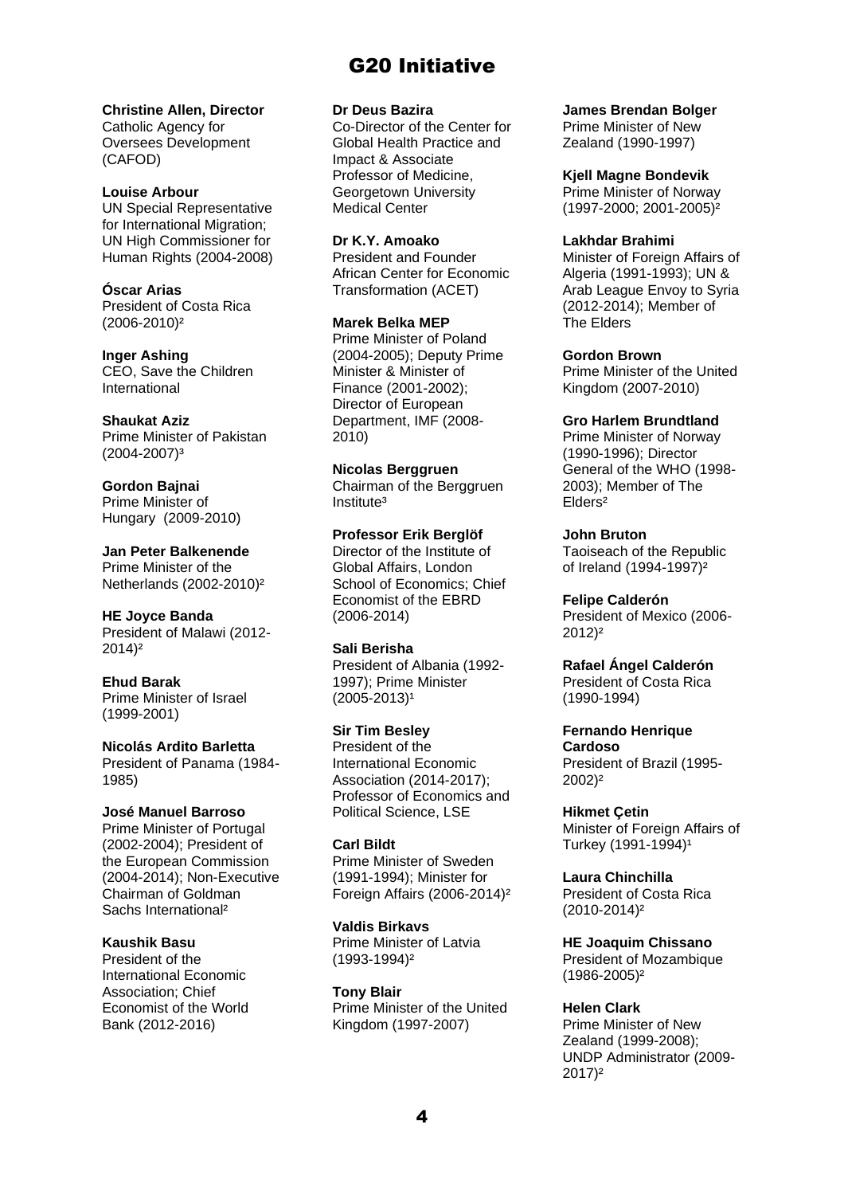# G20 Initiative

**Christine Allen, Director**
Catholic Agency for Oversees Development (CAFOD)

**Louise Arbour**
UN Special Representative for International Migration; UN High Commissioner for Human Rights (2004-2008)

**Óscar Arias**
President of Costa Rica (2006-2010)[2]

**Inger Ashing**
CEO, Save the Children International

**Shaukat Aziz**
Prime Minister of Pakistan (2004-2007)[3]

**Gordon Bajnai**
Prime Minister of Hungary (2009-2010)

**Jan Peter Balkenende**
Prime Minister of the Netherlands (2002-2010)[2]

**HE Joyce Banda**
President of Malawi (2012-2014)[2]

**Ehud Barak**
Prime Minister of Israel (1999-2001)

**Nicolás Ardito Barletta**
President of Panama (1984-1985)

**José Manuel Barroso**
Prime Minister of Portugal (2002-2004); President of the European Commission (2004-2014); Non-Executive Chairman of Goldman Sachs International[2]

**Kaushik Basu**
President of the International Economic Association; Chief Economist of the World Bank (2012-2016)

**Dr Deus Bazira**
Co-Director of the Center for Global Health Practice and Impact & Associate Professor of Medicine, Georgetown University Medical Center

**Dr K.Y. Amoako**
President and Founder African Center for Economic Transformation (ACET)

**Marek Belka MEP**
Prime Minister of Poland (2004-2005); Deputy Prime Minister & Minister of Finance (2001-2002); Director of European Department, IMF (2008-2010)

**Nicolas Berggruen**
Chairman of the Berggruen Institute[3]

**Professor Erik Berglöf**
Director of the Institute of Global Affairs, London School of Economics; Chief Economist of the EBRD (2006-2014)

**Sali Berisha**
President of Albania (1992-1997); Prime Minister (2005-2013)[1]

**Sir Tim Besley**
President of the International Economic Association (2014-2017); Professor of Economics and Political Science, LSE

**Carl Bildt**
Prime Minister of Sweden (1991-1994); Minister for Foreign Affairs (2006-2014)[2]

**Valdis Birkavs**
Prime Minister of Latvia (1993-1994)[2]

**Tony Blair**
Prime Minister of the United Kingdom (1997-2007)

**James Brendan Bolger**
Prime Minister of New Zealand (1990-1997)

**Kjell Magne Bondevik**
Prime Minister of Norway (1997-2000; 2001-2005)[2]

**Lakhdar Brahimi**
Minister of Foreign Affairs of Algeria (1991-1993); UN & Arab League Envoy to Syria (2012-2014); Member of The Elders

**Gordon Brown**
Prime Minister of the United Kingdom (2007-2010)

**Gro Harlem Brundtland**
Prime Minister of Norway (1990-1996); Director General of the WHO (1998-2003); Member of The Elders[2]

**John Bruton**
Taoiseach of the Republic of Ireland (1994-1997)[2]

**Felipe Calderón**
President of Mexico (2006-2012)[2]

**Rafael Ángel Calderón**
President of Costa Rica (1990-1994)

**Fernando Henrique Cardoso**
President of Brazil (1995-2002)[2]

**Hikmet Çetin**
Minister of Foreign Affairs of Turkey (1991-1994)[1]

**Laura Chinchilla**
President of Costa Rica (2010-2014)[2]

**HE Joaquim Chissano**
President of Mozambique (1986-2005)[2]

**Helen Clark**
Prime Minister of New Zealand (1999-2008); UNDP Administrator (2009-2017)[2]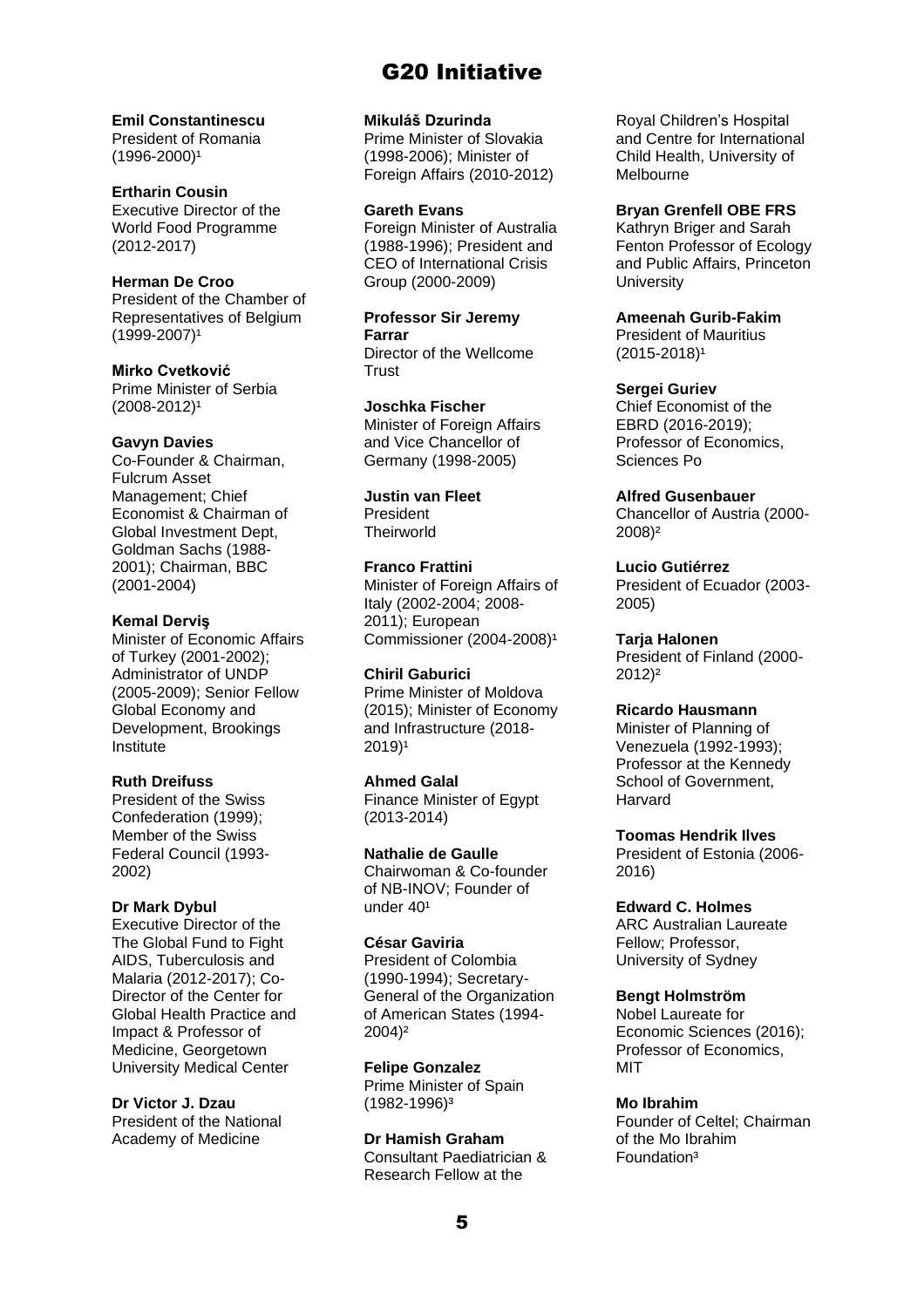# G20 Initiative

**Emil Constantinescu**
President of Romania (1996-2000)[1]

**Ertharin Cousin**
Executive Director of the World Food Programme (2012-2017)

**Herman De Croo**
President of the Chamber of Representatives of Belgium (1999-2007)[1]

**Mirko Cvetković**
Prime Minister of Serbia (2008-2012)[1]

**Gavyn Davies**
Co-Founder & Chairman, Fulcrum Asset Management; Chief Economist & Chairman of Global Investment Dept, Goldman Sachs (1988-2001); Chairman, BBC (2001-2004)

**Kemal Derviş**
Minister of Economic Affairs of Turkey (2001-2002); Administrator of UNDP (2005-2009); Senior Fellow Global Economy and Development, Brookings Institute

**Ruth Dreifuss**
President of the Swiss Confederation (1999); Member of the Swiss Federal Council (1993-2002)

**Dr Mark Dybul**
Executive Director of the The Global Fund to Fight AIDS, Tuberculosis and Malaria (2012-2017); Co-Director of the Center for Global Health Practice and Impact & Professor of Medicine, Georgetown University Medical Center

**Dr Victor J. Dzau**
President of the National Academy of Medicine

**Mikuláš Dzurinda**
Prime Minister of Slovakia (1998-2006); Minister of Foreign Affairs (2010-2012)

**Gareth Evans**
Foreign Minister of Australia (1988-1996); President and CEO of International Crisis Group (2000-2009)

**Professor Sir Jeremy Farrar**
Director of the Wellcome Trust

**Joschka Fischer**
Minister of Foreign Affairs and Vice Chancellor of Germany (1998-2005)

**Justin van Fleet**
President Theirworld

**Franco Frattini**
Minister of Foreign Affairs of Italy (2002-2004; 2008-2011); European Commissioner (2004-2008)[1]

**Chiril Gaburici**
Prime Minister of Moldova (2015); Minister of Economy and Infrastructure (2018-2019)[1]

**Ahmed Galal**
Finance Minister of Egypt (2013-2014)

**Nathalie de Gaulle**
Chairwoman & Co-founder of NB-INOV; Founder of under 40[1]

**César Gaviria**
President of Colombia (1990-1994); Secretary-General of the Organization of American States (1994-2004)[2]

**Felipe Gonzalez**
Prime Minister of Spain (1982-1996)[3]

**Dr Hamish Graham**
Consultant Paediatrician & Research Fellow at the Royal Children's Hospital and Centre for International Child Health, University of Melbourne

**Bryan Grenfell OBE FRS**
Kathryn Briger and Sarah Fenton Professor of Ecology and Public Affairs, Princeton University

**Ameenah Gurib-Fakim**
President of Mauritius (2015-2018)[1]

**Sergei Guriev**
Chief Economist of the EBRD (2016-2019); Professor of Economics, Sciences Po

**Alfred Gusenbauer**
Chancellor of Austria (2000-2008)[2]

**Lucio Gutiérrez**
President of Ecuador (2003-2005)

**Tarja Halonen**
President of Finland (2000-2012)[2]

**Ricardo Hausmann**
Minister of Planning of Venezuela (1992-1993); Professor at the Kennedy School of Government, Harvard

**Toomas Hendrik Ilves**
President of Estonia (2006-2016)

**Edward C. Holmes**
ARC Australian Laureate Fellow; Professor, University of Sydney

**Bengt Holmström**
Nobel Laureate for Economic Sciences (2016); Professor of Economics, MIT

**Mo Ibrahim**
Founder of Celtel; Chairman of the Mo Ibrahim Foundation[3]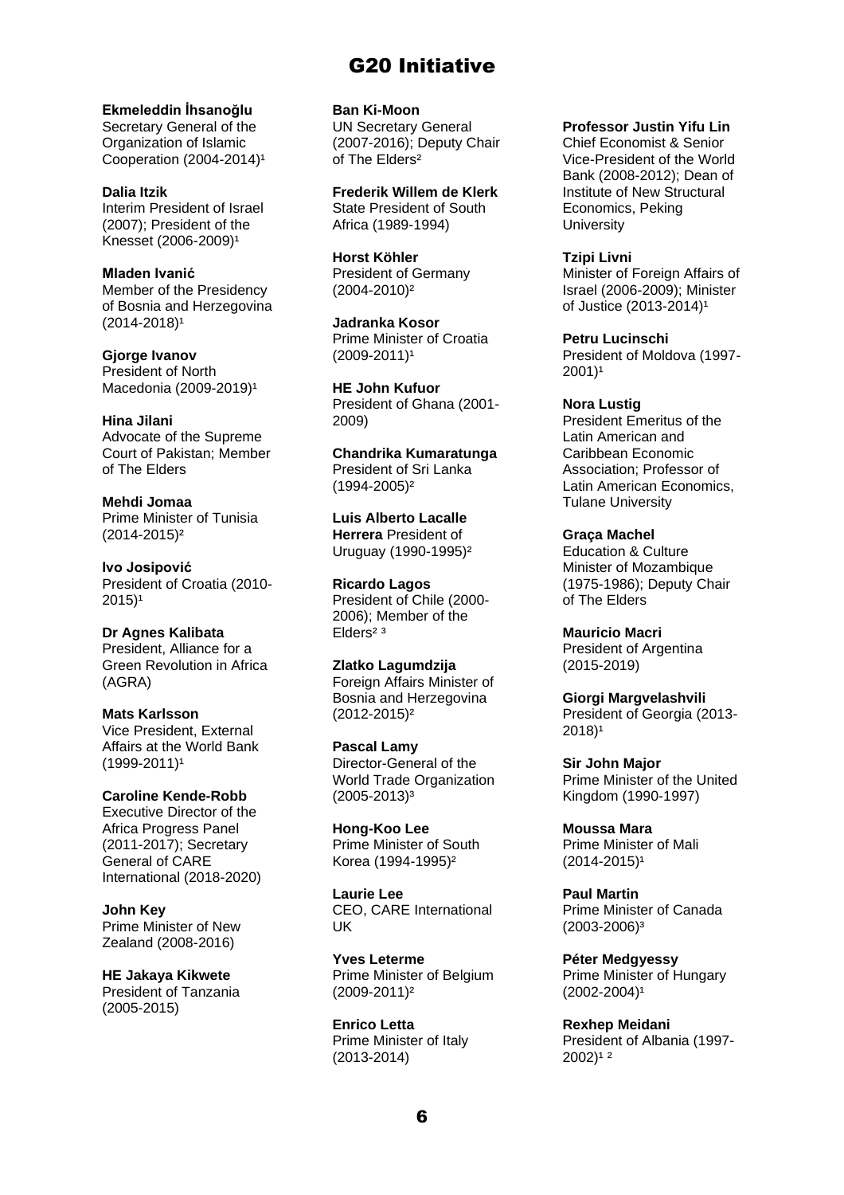# G20 Initiative

**Ekmeleddin İhsanoğlu**
Secretary General of the Organization of Islamic Cooperation (2004-2014)[1]

**Dalia Itzik**
Interim President of Israel (2007); President of the Knesset (2006-2009)[1]

**Mladen Ivanić**
Member of the Presidency of Bosnia and Herzegovina (2014-2018)[1]

**Gjorge Ivanov**
President of North Macedonia (2009-2019)[1]

**Hina Jilani**
Advocate of the Supreme Court of Pakistan; Member of The Elders

**Mehdi Jomaa**
Prime Minister of Tunisia (2014-2015)[2]

**Ivo Josipović**
President of Croatia (2010-2015)[1]

**Dr Agnes Kalibata**
President, Alliance for a Green Revolution in Africa (AGRA)

**Mats Karlsson**
Vice President, External Affairs at the World Bank (1999-2011)[1]

**Caroline Kende-Robb**
Executive Director of the Africa Progress Panel (2011-2017); Secretary General of CARE International (2018-2020)

**John Key**
Prime Minister of New Zealand (2008-2016)

**HE Jakaya Kikwete**
President of Tanzania (2005-2015)

**Ban Ki-Moon**
UN Secretary General (2007-2016); Deputy Chair of The Elders[2]

**Frederik Willem de Klerk**
State President of South Africa (1989-1994)

**Horst Köhler**
President of Germany (2004-2010)[2]

**Jadranka Kosor**
Prime Minister of Croatia (2009-2011)[1]

**HE John Kufuor**
President of Ghana (2001-2009)

**Chandrika Kumaratunga**
President of Sri Lanka (1994-2005)[2]

**Luis Alberto Lacalle Herrera** President of Uruguay (1990-1995)[2]

**Ricardo Lagos**
President of Chile (2000-2006); Member of the Elders[2,3]

**Zlatko Lagumdzija**
Foreign Affairs Minister of Bosnia and Herzegovina (2012-2015)[2]

**Pascal Lamy**
Director-General of the World Trade Organization (2005-2013)[3]

**Hong-Koo Lee**
Prime Minister of South Korea (1994-1995)[2]

**Laurie Lee**
CEO, CARE International UK

**Yves Leterme**
Prime Minister of Belgium (2009-2011)[2]

**Enrico Letta**
Prime Minister of Italy (2013-2014)

**Professor Justin Yifu Lin**
Chief Economist & Senior Vice-President of the World Bank (2008-2012); Dean of Institute of New Structural Economics, Peking University

**Tzipi Livni**
Minister of Foreign Affairs of Israel (2006-2009); Minister of Justice (2013-2014)[1]

**Petru Lucinschi**
President of Moldova (1997-2001)[1]

**Nora Lustig**
President Emeritus of the Latin American and Caribbean Economic Association; Professor of Latin American Economics, Tulane University

**Graça Machel**
Education & Culture Minister of Mozambique (1975-1986); Deputy Chair of The Elders

**Mauricio Macri**
President of Argentina (2015-2019)

**Giorgi Margvelashvili**
President of Georgia (2013-2018)[1]

**Sir John Major**
Prime Minister of the United Kingdom (1990-1997)

**Moussa Mara**
Prime Minister of Mali (2014-2015)[1]

**Paul Martin**
Prime Minister of Canada (2003-2006)[3]

**Péter Medgyessy**
Prime Minister of Hungary (2002-2004)[1]

**Rexhep Meidani**
President of Albania (1997-2002)[1,2]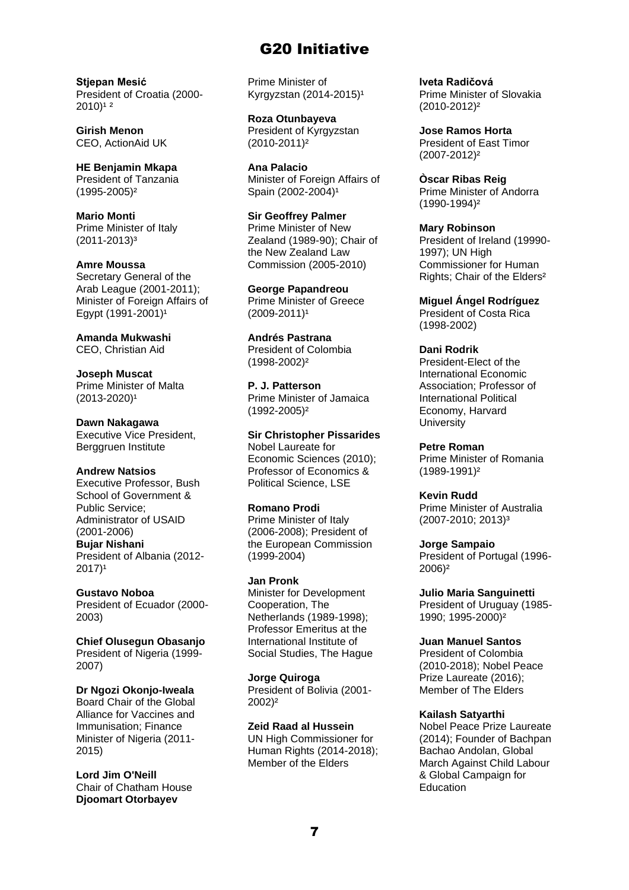# G20 Initiative

**Stjepan Mesić**
President of Croatia (2000-2010)[1][2]

**Girish Menon**
CEO, ActionAid UK

**HE Benjamin Mkapa**
President of Tanzania (1995-2005)[2]

**Mario Monti**
Prime Minister of Italy (2011-2013)[3]

**Amre Moussa**
Secretary General of the Arab League (2001-2011); Minister of Foreign Affairs of Egypt (1991-2001)[1]

**Amanda Mukwashi**
CEO, Christian Aid

**Joseph Muscat**
Prime Minister of Malta (2013-2020)[1]

**Dawn Nakagawa**
Executive Vice President, Berggruen Institute

**Andrew Natsios**
Executive Professor, Bush School of Government & Public Service; Administrator of USAID (2001-2006)

**Bujar Nishani**
President of Albania (2012-2017)[1]

**Gustavo Noboa**
President of Ecuador (2000-2003)

**Chief Olusegun Obasanjo**
President of Nigeria (1999-2007)

**Dr Ngozi Okonjo-Iweala**
Board Chair of the Global Alliance for Vaccines and Immunisation; Finance Minister of Nigeria (2011-2015)

**Lord Jim O'Neill**
Chair of Chatham House

**Djoomart Otorbayev**
Prime Minister of Kyrgyzstan (2014-2015)[1]

**Roza Otunbayeva**
President of Kyrgyzstan (2010-2011)[2]

**Ana Palacio**
Minister of Foreign Affairs of Spain (2002-2004)[1]

**Sir Geoffrey Palmer**
Prime Minister of New Zealand (1989-90); Chair of the New Zealand Law Commission (2005-2010)

**George Papandreou**
Prime Minister of Greece (2009-2011)[1]

**Andrés Pastrana**
President of Colombia (1998-2002)[2]

**P. J. Patterson**
Prime Minister of Jamaica (1992-2005)[2]

**Sir Christopher Pissarides**
Nobel Laureate for Economic Sciences (2010); Professor of Economics & Political Science, LSE

**Romano Prodi**
Prime Minister of Italy (2006-2008); President of the European Commission (1999-2004)

**Jan Pronk**
Minister for Development Cooperation, The Netherlands (1989-1998); Professor Emeritus at the International Institute of Social Studies, The Hague

**Jorge Quiroga**
President of Bolivia (2001-2002)[2]

**Zeid Raad al Hussein**
UN High Commissioner for Human Rights (2014-2018); Member of the Elders

**Iveta Radičová**
Prime Minister of Slovakia (2010-2012)[2]

**Jose Ramos Horta**
President of East Timor (2007-2012)[2]

**Òscar Ribas Reig**
Prime Minister of Andorra (1990-1994)[2]

**Mary Robinson**
President of Ireland (19990-1997); UN High Commissioner for Human Rights; Chair of the Elders[2]

**Miguel Ángel Rodríguez**
President of Costa Rica (1998-2002)

**Dani Rodrik**
President-Elect of the International Economic Association; Professor of International Political Economy, Harvard University

**Petre Roman**
Prime Minister of Romania (1989-1991)[2]

**Kevin Rudd**
Prime Minister of Australia (2007-2010; 2013)[3]

**Jorge Sampaio**
President of Portugal (1996-2006)[2]

**Julio Maria Sanguinetti**
President of Uruguay (1985-1990; 1995-2000)[2]

**Juan Manuel Santos**
President of Colombia (2010-2018); Nobel Peace Prize Laureate (2016); Member of The Elders

**Kailash Satyarthi**
Nobel Peace Prize Laureate (2014); Founder of Bachpan Bachao Andolan, Global March Against Child Labour & Global Campaign for Education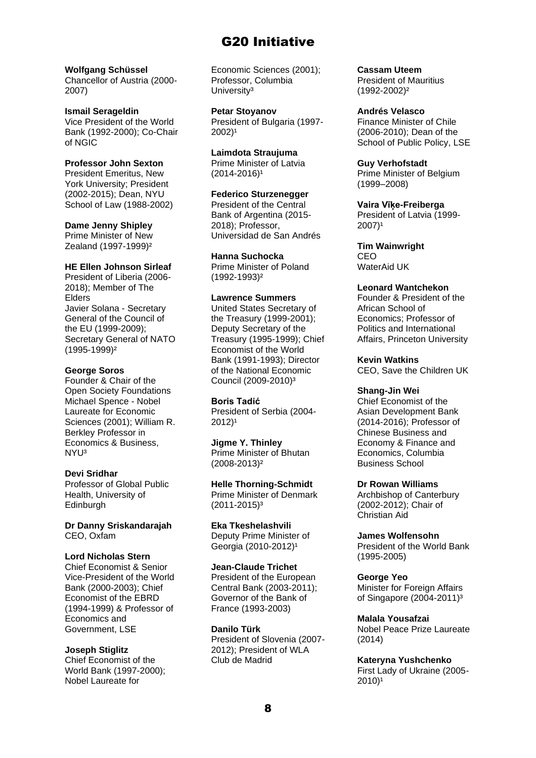# G20 Initiative

**Wolfgang Schüssel**
Chancellor of Austria (2000-2007)

**Ismail Serageldin**
Vice President of the World Bank (1992-2000); Co-Chair of NGIC

**Professor John Sexton**
President Emeritus, New York University; President (2002-2015); Dean, NYU School of Law (1988-2002)

**Dame Jenny Shipley**
Prime Minister of New Zealand (1997-1999)[2]

**HE Ellen Johnson Sirleaf**
President of Liberia (2006-2018); Member of The Elders
Javier Solana - Secretary General of the Council of the EU (1999-2009); Secretary General of NATO (1995-1999)[2]

**George Soros**
Founder & Chair of the Open Society Foundations
Michael Spence - Nobel Laureate for Economic Sciences (2001); William R. Berkley Professor in Economics & Business, NYU[3]

**Devi Sridhar**
Professor of Global Public Health, University of Edinburgh

**Dr Danny Sriskandarajah**
CEO, Oxfam

**Lord Nicholas Stern**
Chief Economist & Senior Vice-President of the World Bank (2000-2003); Chief Economist of the EBRD (1994-1999) & Professor of Economics and Government, LSE

**Joseph Stiglitz**
Chief Economist of the World Bank (1997-2000); Nobel Laureate for Economic Sciences (2001); Professor, Columbia University[3]

**Petar Stoyanov**
President of Bulgaria (1997-2002)[1]

**Laimdota Straujuma**
Prime Minister of Latvia (2014-2016)[1]

**Federico Sturzenegger**
President of the Central Bank of Argentina (2015-2018); Professor, Universidad de San Andrés

**Hanna Suchocka**
Prime Minister of Poland (1992-1993)[2]

**Lawrence Summers**
United States Secretary of the Treasury (1999-2001); Deputy Secretary of the Treasury (1995-1999); Chief Economist of the World Bank (1991-1993); Director of the National Economic Council (2009-2010)[3]

**Boris Tadić**
President of Serbia (2004-2012)[1]

**Jigme Y. Thinley**
Prime Minister of Bhutan (2008-2013)[2]

**Helle Thorning-Schmidt**
Prime Minister of Denmark (2011-2015)[3]

**Eka Tkeshelashvili**
Deputy Prime Minister of Georgia (2010-2012)[1]

**Jean-Claude Trichet**
President of the European Central Bank (2003-2011); Governor of the Bank of France (1993-2003)

**Danilo Türk**
President of Slovenia (2007-2012); President of WLA Club de Madrid

**Cassam Uteem**
President of Mauritius (1992-2002)[2]

**Andrés Velasco**
Finance Minister of Chile (2006-2010); Dean of the School of Public Policy, LSE

**Guy Verhofstadt**
Prime Minister of Belgium (1999–2008)

**Vaira Vīķe-Freiberga**
President of Latvia (1999-2007)[1]

**Tim Wainwright**
CEO
WaterAid UK

**Leonard Wantchekon**
Founder & President of the African School of Economics; Professor of Politics and International Affairs, Princeton University

**Kevin Watkins**
CEO, Save the Children UK

**Shang-Jin Wei**
Chief Economist of the Asian Development Bank (2014-2016); Professor of Chinese Business and Economy & Finance and Economics, Columbia Business School

**Dr Rowan Williams**
Archbishop of Canterbury (2002-2012); Chair of Christian Aid

**James Wolfensohn**
President of the World Bank (1995-2005)

**George Yeo**
Minister for Foreign Affairs of Singapore (2004-2011)[3]

**Malala Yousafzai**
Nobel Peace Prize Laureate (2014)

**Kateryna Yushchenko**
First Lady of Ukraine (2005-2010)[1]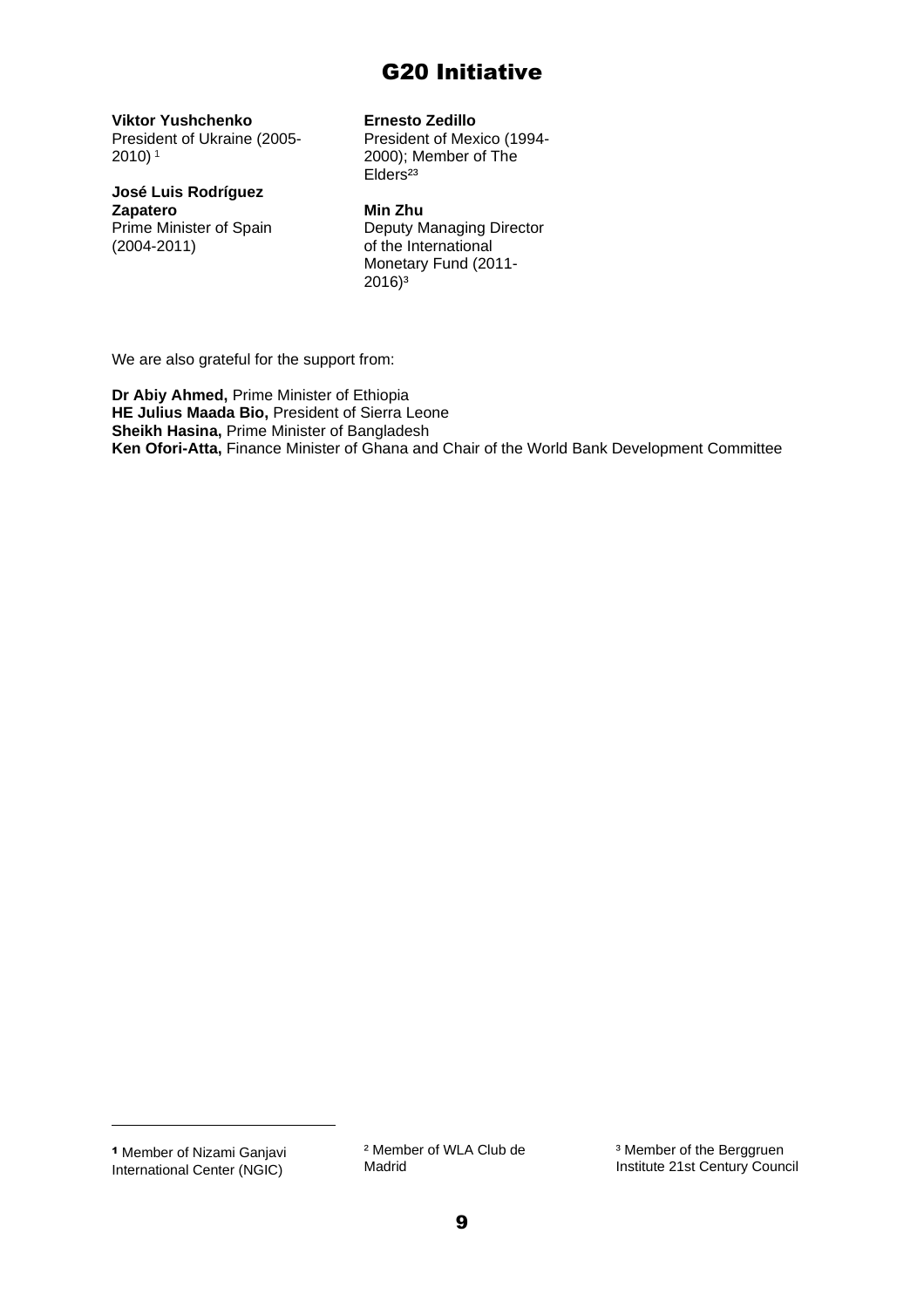# G20 Initiative

**Viktor Yushchenko**
President of Ukraine (2005-2010) [1]

**José Luis Rodríguez Zapatero**
Prime Minister of Spain (2004-2011)

**Ernesto Zedillo**
President of Mexico (1994-2000); Member of The Elders[2,3]

**Min Zhu**
Deputy Managing Director of the International Monetary Fund (2011-2016)[3]

We are also grateful for the support from:

**Dr Abiy Ahmed,** Prime Minister of Ethiopia
**HE Julius Maada Bio,** President of Sierra Leone
**Sheikh Hasina,** Prime Minister of Bangladesh
**Ken Ofori-Atta,** Finance Minister of Ghana and Chair of the World Bank Development Committee

---

[1] Member of Nizami Ganjavi International Center (NGIC)

[2] Member of WLA Club de Madrid

[3] Member of the Berggruen Institute 21st Century Council